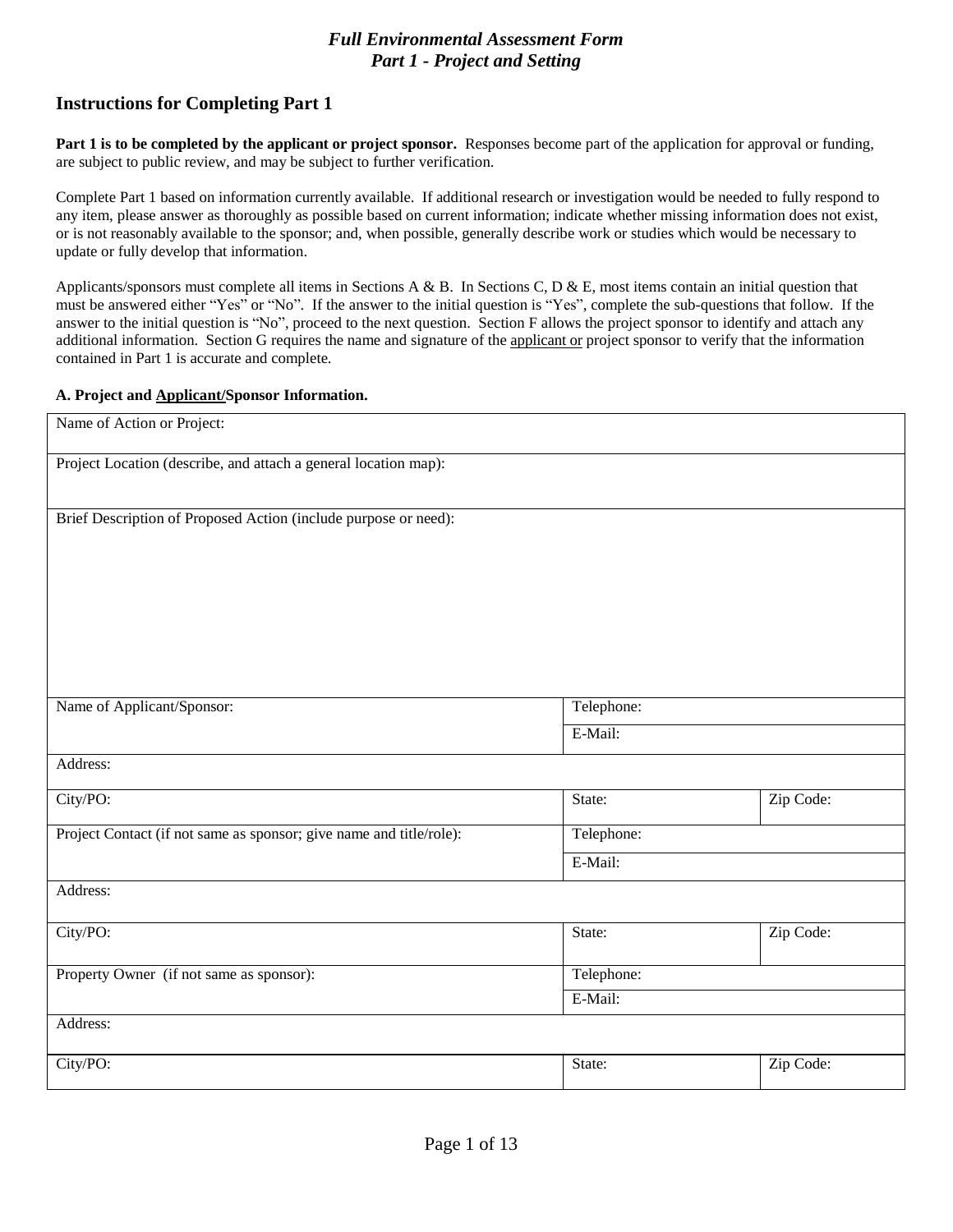# *Full Environmental Assessment Form*
# *Part 1 - Project and Setting*

## Instructions for Completing Part 1

**Part 1 is to be completed by the applicant or project sponsor.** Responses become part of the application for approval or funding, are subject to public review, and may be subject to further verification.

Complete Part 1 based on information currently available. If additional research or investigation would be needed to fully respond to any item, please answer as thoroughly as possible based on current information; indicate whether missing information does not exist, or is not reasonably available to the sponsor; and, when possible, generally describe work or studies which would be necessary to update or fully develop that information.

Applicants/sponsors must complete all items in Sections A & B. In Sections C, D & E, most items contain an initial question that must be answered either "Yes" or "No". If the answer to the initial question is "Yes", complete the sub-questions that follow. If the answer to the initial question is "No", proceed to the next question. Section F allows the project sponsor to identify and attach any additional information. Section G requires the name and signature of the <u>applicant or</u> project sponsor to verify that the information contained in Part 1 is accurate and complete.

**A. Project and <u>Applicant/</u>Sponsor Information.**

| Name of Action or Project: | | |
|---|---|---|
| Project Location (describe, and attach a general location map): | | |
| Brief Description of Proposed Action (include purpose or need): | | |
| Name of Applicant/Sponsor: | Telephone: | |
| | E-Mail: | |
| Address: | | |
| City/PO: | State: | Zip Code: |
| Project Contact (if not same as sponsor; give name and title/role): | Telephone: | |
| | E-Mail: | |
| Address: | | |
| City/PO: | State: | Zip Code: |
| Property Owner (if not same as sponsor): | Telephone: | |
| | E-Mail: | |
| Address: | | |
| City/PO: | State: | Zip Code: |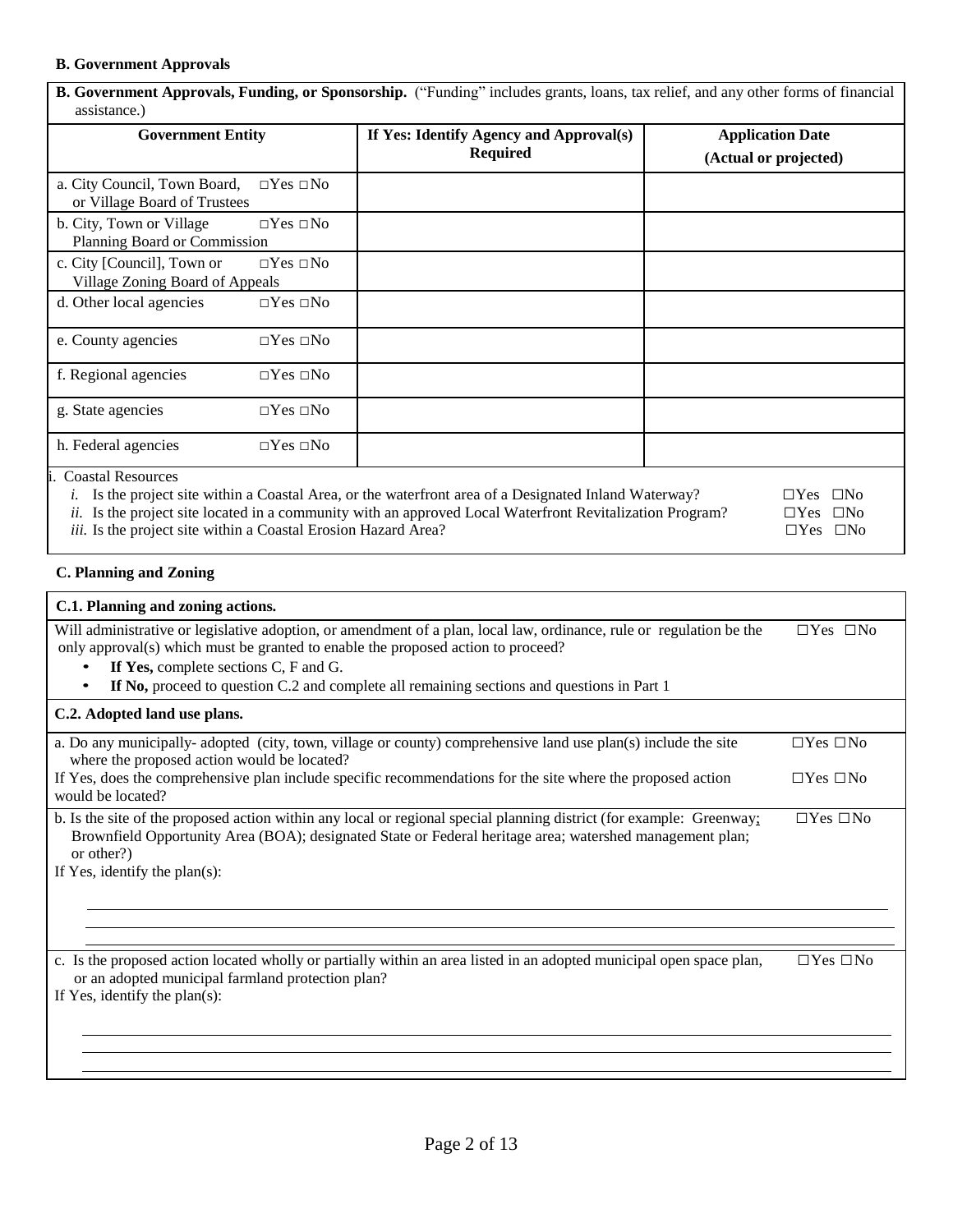### B. Government Approvals

| **B. Government Approvals, Funding, or Sponsorship.** ("Funding" includes grants, loans, tax relief, and any other forms of financial assistance.) | | |
|---|---|---|
| **Government Entity** | **If Yes: Identify Agency and Approval(s) Required** | **Application Date (Actual or projected)** |
| a. City Council, Town Board, or Village Board of Trustees □Yes □No | | |
| b. City, Town or Village Planning Board or Commission □Yes □No | | |
| c. City [Council], Town or Village Zoning Board of Appeals □Yes □No | | |
| d. Other local agencies □Yes □No | | |
| e. County agencies □Yes □No | | |
| f. Regional agencies □Yes □No | | |
| g. State agencies □Yes □No | | |
| h. Federal agencies □Yes □No | | |

i. Coastal Resources

*i.* Is the project site within a Coastal Area, or the waterfront area of a Designated Inland Waterway? □Yes □No

*ii.* Is the project site located in a community with an approved Local Waterfront Revitalization Program? □Yes □No

*iii.* Is the project site within a Coastal Erosion Hazard Area? □Yes □No

### C. Planning and Zoning

**C.1. Planning and zoning actions.**

Will administrative or legislative adoption, or amendment of a plan, local law, ordinance, rule or regulation be the only approval(s) which must be granted to enable the proposed action to proceed? □Yes □No

- **If Yes,** complete sections C, F and G.
- **If No,** proceed to question C.2 and complete all remaining sections and questions in Part 1

**C.2. Adopted land use plans.**

a. Do any municipally- adopted (city, town, village or county) comprehensive land use plan(s) include the site where the proposed action would be located? □Yes □No

If Yes, does the comprehensive plan include specific recommendations for the site where the proposed action would be located? □Yes □No

b. Is the site of the proposed action within any local or regional special planning district (for example: Greenway; Brownfield Opportunity Area (BOA); designated State or Federal heritage area; watershed management plan; or other?) □Yes □No

If Yes, identify the plan(s):

\_\_\_\_\_\_\_\_\_\_\_\_\_\_\_\_\_\_\_\_\_\_\_\_\_\_\_\_\_\_\_\_\_\_\_\_\_\_\_\_\_\_\_\_\_\_\_\_\_\_\_\_\_\_\_\_\_\_\_\_\_\_\_\_\_\_\_\_\_\_\_\_\_\_\_\_\_\_\_\_

\_\_\_\_\_\_\_\_\_\_\_\_\_\_\_\_\_\_\_\_\_\_\_\_\_\_\_\_\_\_\_\_\_\_\_\_\_\_\_\_\_\_\_\_\_\_\_\_\_\_\_\_\_\_\_\_\_\_\_\_\_\_\_\_\_\_\_\_\_\_\_\_\_\_\_\_\_\_\_\_

\_\_\_\_\_\_\_\_\_\_\_\_\_\_\_\_\_\_\_\_\_\_\_\_\_\_\_\_\_\_\_\_\_\_\_\_\_\_\_\_\_\_\_\_\_\_\_\_\_\_\_\_\_\_\_\_\_\_\_\_\_\_\_\_\_\_\_\_\_\_\_\_\_\_\_\_\_\_\_\_

c. Is the proposed action located wholly or partially within an area listed in an adopted municipal open space plan, or an adopted municipal farmland protection plan? □Yes □No

If Yes, identify the plan(s):

\_\_\_\_\_\_\_\_\_\_\_\_\_\_\_\_\_\_\_\_\_\_\_\_\_\_\_\_\_\_\_\_\_\_\_\_\_\_\_\_\_\_\_\_\_\_\_\_\_\_\_\_\_\_\_\_\_\_\_\_\_\_\_\_\_\_\_\_\_\_\_\_\_\_\_\_\_\_\_\_

\_\_\_\_\_\_\_\_\_\_\_\_\_\_\_\_\_\_\_\_\_\_\_\_\_\_\_\_\_\_\_\_\_\_\_\_\_\_\_\_\_\_\_\_\_\_\_\_\_\_\_\_\_\_\_\_\_\_\_\_\_\_\_\_\_\_\_\_\_\_\_\_\_\_\_\_\_\_\_\_

\_\_\_\_\_\_\_\_\_\_\_\_\_\_\_\_\_\_\_\_\_\_\_\_\_\_\_\_\_\_\_\_\_\_\_\_\_\_\_\_\_\_\_\_\_\_\_\_\_\_\_\_\_\_\_\_\_\_\_\_\_\_\_\_\_\_\_\_\_\_\_\_\_\_\_\_\_\_\_\_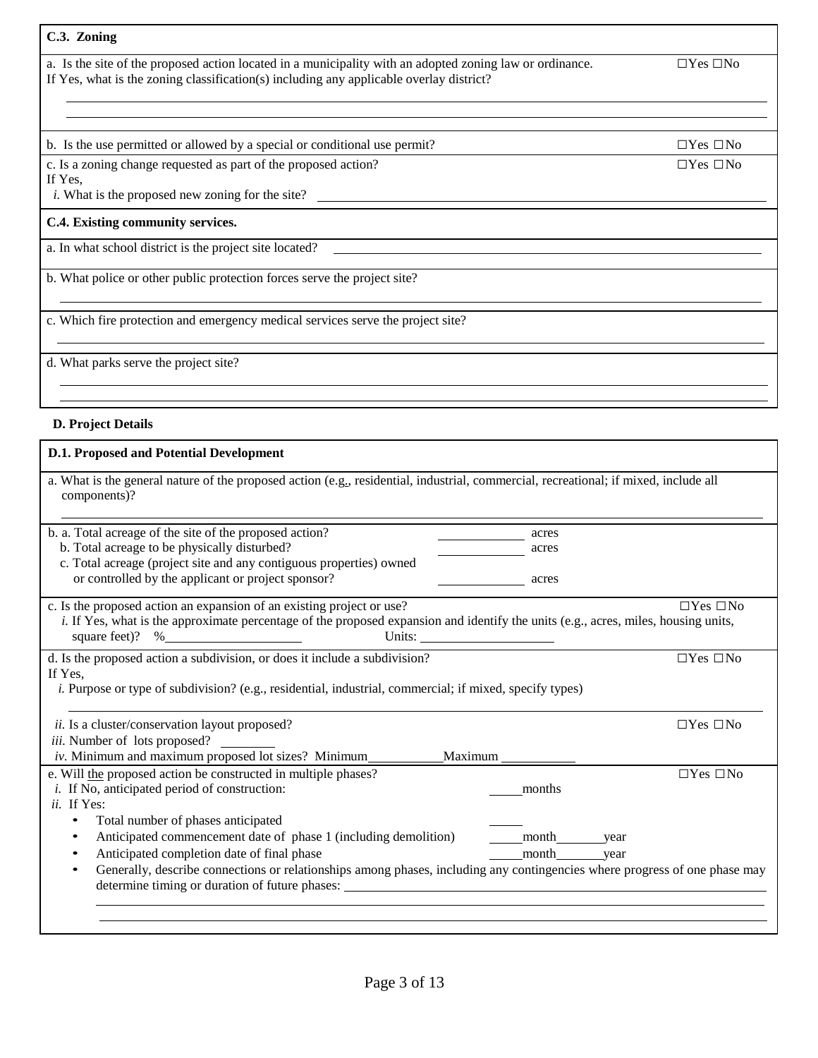**C.3. Zoning**

a. Is the site of the proposed action located in a municipality with an adopted zoning law or ordinance. ☐Yes ☐No
If Yes, what is the zoning classification(s) including any applicable overlay district?

______________________________________________________________________
______________________________________________________________________

b. Is the use permitted or allowed by a special or conditional use permit? ☐Yes ☐No

c. Is a zoning change requested as part of the proposed action? ☐Yes ☐No
If Yes,
*i.* What is the proposed new zoning for the site? ______________________________

**C.4. Existing community services.**

a. In what school district is the project site located? ______________________________

b. What police or other public protection forces serve the project site?

______________________________________________________________________

c. Which fire protection and emergency medical services serve the project site?

______________________________________________________________________

d. What parks serve the project site?

______________________________________________________________________
______________________________________________________________________

**D. Project Details**

**D.1. Proposed and Potential Development**

a. What is the general nature of the proposed action (e.g., residential, industrial, commercial, recreational; if mixed, include all components)?

______________________________________________________________________

b. a. Total acreage of the site of the proposed action? ____________ acres
 b. Total acreage to be physically disturbed? ____________ acres
 c. Total acreage (project site and any contiguous properties) owned or controlled by the applicant or project sponsor? ____________ acres

c. Is the proposed action an expansion of an existing project or use? ☐Yes ☐No
 *i.* If Yes, what is the approximate percentage of the proposed expansion and identify the units (e.g., acres, miles, housing units, square feet)? %____________ Units: ____________

d. Is the proposed action a subdivision, or does it include a subdivision? ☐Yes ☐No
If Yes,
 *i.* Purpose or type of subdivision? (e.g., residential, industrial, commercial; if mixed, specify types)

______________________________________________________________________

 *ii.* Is a cluster/conservation layout proposed? ☐Yes ☐No
 *iii.* Number of lots proposed? ________
 *iv.* Minimum and maximum proposed lot sizes? Minimum__________ Maximum __________

e. Will the proposed action be constructed in multiple phases? ☐Yes ☐No
 *i.* If No, anticipated period of construction: _____months
 *ii.* If Yes:
 - Total number of phases anticipated _____
 - Anticipated commencement date of phase 1 (including demolition) _____month_______year
 - Anticipated completion date of final phase _____month_______year
 - Generally, describe connections or relationships among phases, including any contingencies where progress of one phase may determine timing or duration of future phases: ______________________________

______________________________________________________________________
______________________________________________________________________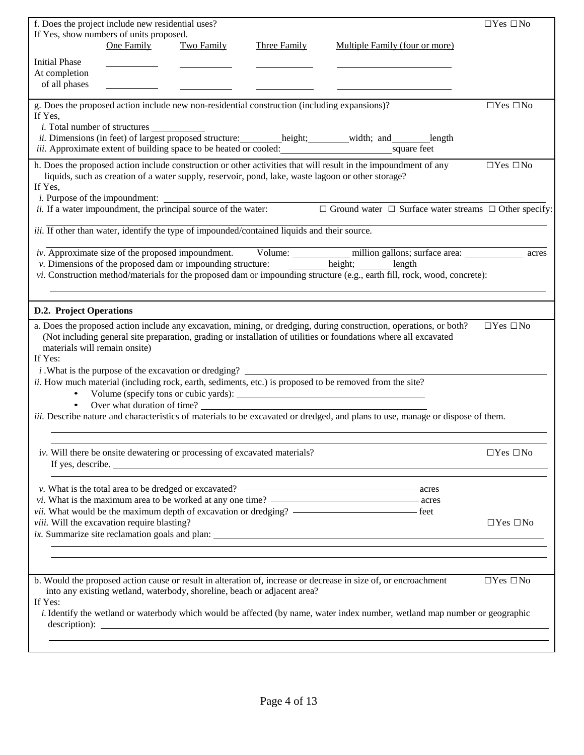f. Does the project include new residential uses? ☐Yes ☐No

If Yes, show numbers of units proposed.

| | One Family | Two Family | Three Family | Multiple Family (four or more) |
|---|---|---|---|---|
| Initial Phase | | | | |
| At completion of all phases | | | | |

g. Does the proposed action include new non-residential construction (including expansions)? ☐Yes ☐No

If Yes,

*i.* Total number of structures ___________

*ii.* Dimensions (in feet) of largest proposed structure: ________height; ________width; and ________length

*iii.* Approximate extent of building space to be heated or cooled: ______________________square feet

h. Does the proposed action include construction or other activities that will result in the impoundment of any liquids, such as creation of a water supply, reservoir, pond, lake, waste lagoon or other storage? ☐Yes ☐No

If Yes,

*i.* Purpose of the impoundment: ____________________________________________

*ii.* If a water impoundment, the principal source of the water: ☐ Ground water ☐ Surface water streams ☐ Other specify:

____________________________________________

*iii.* If other than water, identify the type of impounded/contained liquids and their source.

____________________________________________

*iv.* Approximate size of the proposed impoundment. Volume: __________ million gallons; surface area: __________ acres

*v.* Dimensions of the proposed dam or impounding structure: ________ height; _______ length

*vi.* Construction method/materials for the proposed dam or impounding structure (e.g., earth fill, rock, wood, concrete):

____________________________________________

**D.2. Project Operations**

a. Does the proposed action include any excavation, mining, or dredging, during construction, operations, or both? (Not including general site preparation, grading or installation of utilities or foundations where all excavated materials will remain onsite) ☐Yes ☐No

If Yes:

*i* .What is the purpose of the excavation or dredging? ____________________________________________

*ii.* How much material (including rock, earth, sediments, etc.) is proposed to be removed from the site?

- Volume (specify tons or cubic yards): ____________________________________________
- Over what duration of time? ____________________________________________

*iii.* Describe nature and characteristics of materials to be excavated or dredged, and plans to use, manage or dispose of them.

____________________________________________

____________________________________________

i*v.* Will there be onsite dewatering or processing of excavated materials? ☐Yes ☐No

If yes, describe. ____________________________________________

____________________________________________

*v.* What is the total area to be dredged or excavated? ______________________acres

*vi.* What is the maximum area to be worked at any one time? ______________________ acres

*vii.* What would be the maximum depth of excavation or dredging? ______________________ feet

*viii.* Will the excavation require blasting? ☐Yes ☐No

*ix.* Summarize site reclamation goals and plan: ____________________________________________

____________________________________________

____________________________________________

b. Would the proposed action cause or result in alteration of, increase or decrease in size of, or encroachment into any existing wetland, waterbody, shoreline, beach or adjacent area? ☐Yes ☐No

If Yes:

*i.* Identify the wetland or waterbody which would be affected (by name, water index number, wetland map number or geographic description): ____________________________________________

____________________________________________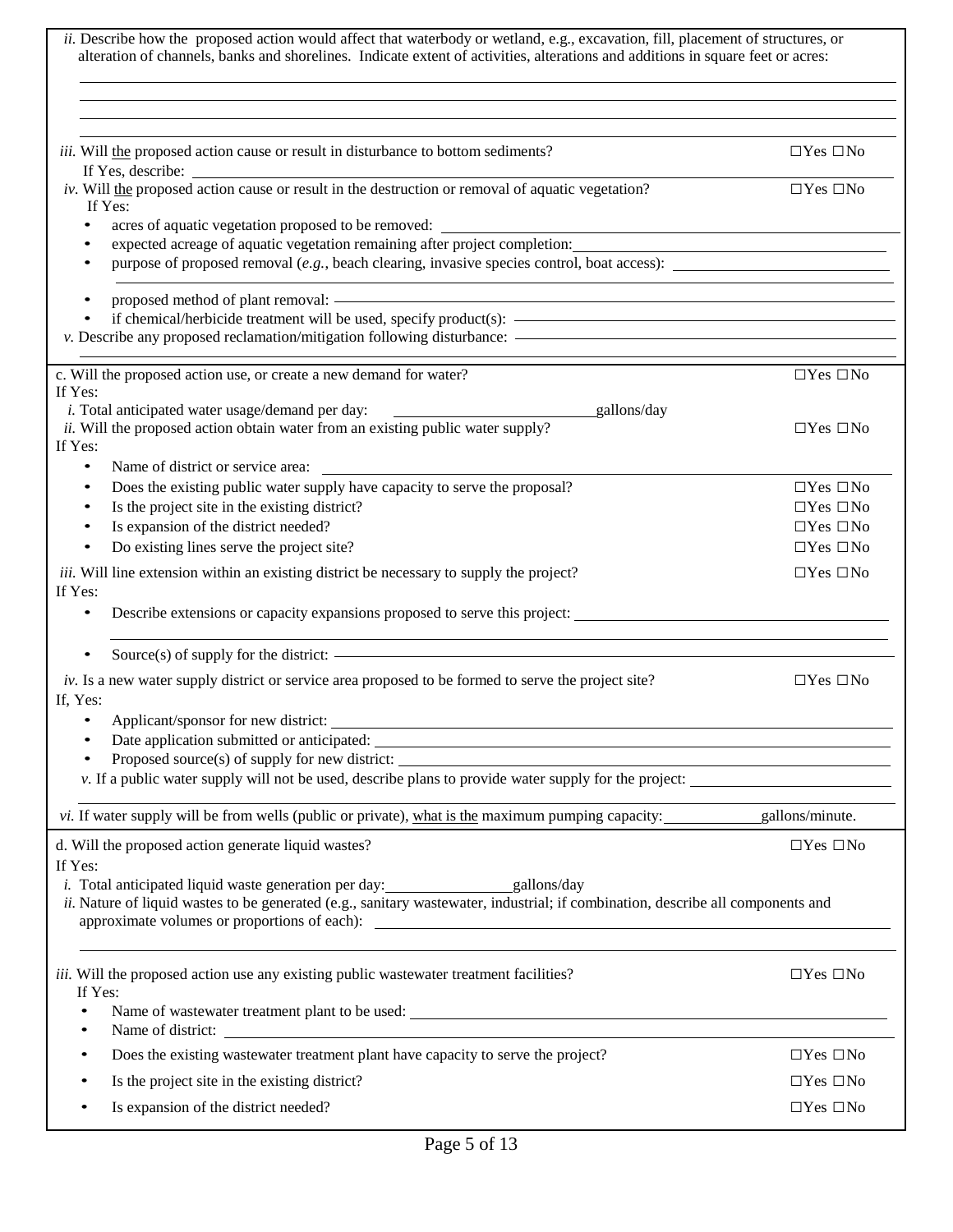*ii.* Describe how the proposed action would affect that waterbody or wetland, e.g., excavation, fill, placement of structures, or alteration of channels, banks and shorelines. Indicate extent of activities, alterations and additions in square feet or acres:

\_\_\_\_\_\_\_\_\_\_\_\_\_\_\_\_\_\_\_\_\_\_\_\_\_\_\_\_\_\_\_\_\_\_\_\_\_\_\_\_\_\_\_\_\_\_\_\_

*iii.* Will the proposed action cause or result in disturbance to bottom sediments? ☐Yes ☐No

If Yes, describe: \_\_\_\_\_\_\_\_\_\_\_\_\_\_\_\_\_\_\_\_

*iv.* Will the proposed action cause or result in the destruction or removal of aquatic vegetation? ☐Yes ☐No

If Yes:

- acres of aquatic vegetation proposed to be removed: \_\_\_\_\_\_\_\_\_\_\_\_
- expected acreage of aquatic vegetation remaining after project completion: \_\_\_\_\_\_\_\_\_\_\_\_
- purpose of proposed removal (*e.g.*, beach clearing, invasive species control, boat access): \_\_\_\_\_\_\_\_\_\_\_\_
- proposed method of plant removal: \_\_\_\_\_\_\_\_\_\_\_\_
- if chemical/herbicide treatment will be used, specify product(s): \_\_\_\_\_\_\_\_\_\_\_\_

*v.* Describe any proposed reclamation/mitigation following disturbance: \_\_\_\_\_\_\_\_\_\_\_\_

c. Will the proposed action use, or create a new demand for water? ☐Yes ☐No

If Yes:

*i.* Total anticipated water usage/demand per day: \_\_\_\_\_\_\_\_\_\_\_\_ gallons/day

*ii.* Will the proposed action obtain water from an existing public water supply? ☐Yes ☐No

If Yes:

- Name of district or service area: \_\_\_\_\_\_\_\_\_\_\_\_
- Does the existing public water supply have capacity to serve the proposal? ☐Yes ☐No
- Is the project site in the existing district? ☐Yes ☐No
- Is expansion of the district needed? ☐Yes ☐No
- Do existing lines serve the project site? ☐Yes ☐No

*iii.* Will line extension within an existing district be necessary to supply the project? ☐Yes ☐No

If Yes:

- Describe extensions or capacity expansions proposed to serve this project: \_\_\_\_\_\_\_\_\_\_\_\_
- Source(s) of supply for the district: \_\_\_\_\_\_\_\_\_\_\_\_

*iv.* Is a new water supply district or service area proposed to be formed to serve the project site? ☐Yes ☐No

If, Yes:

- Applicant/sponsor for new district: \_\_\_\_\_\_\_\_\_\_\_\_
- Date application submitted or anticipated: \_\_\_\_\_\_\_\_\_\_\_\_
- Proposed source(s) of supply for new district: \_\_\_\_\_\_\_\_\_\_\_\_

*v.* If a public water supply will not be used, describe plans to provide water supply for the project: \_\_\_\_\_\_\_\_\_\_\_\_

*vi.* If water supply will be from wells (public or private), what is the maximum pumping capacity: \_\_\_\_\_\_\_\_\_\_\_\_ gallons/minute.

d. Will the proposed action generate liquid wastes? ☐Yes ☐No

If Yes:

*i.* Total anticipated liquid waste generation per day: \_\_\_\_\_\_\_\_\_\_\_\_ gallons/day

*ii.* Nature of liquid wastes to be generated (e.g., sanitary wastewater, industrial; if combination, describe all components and approximate volumes or proportions of each): \_\_\_\_\_\_\_\_\_\_\_\_

*iii.* Will the proposed action use any existing public wastewater treatment facilities? ☐Yes ☐No

If Yes:

- Name of wastewater treatment plant to be used: \_\_\_\_\_\_\_\_\_\_\_\_
- Name of district: \_\_\_\_\_\_\_\_\_\_\_\_
- Does the existing wastewater treatment plant have capacity to serve the project? ☐Yes ☐No
- Is the project site in the existing district? ☐Yes ☐No
- Is expansion of the district needed? ☐Yes ☐No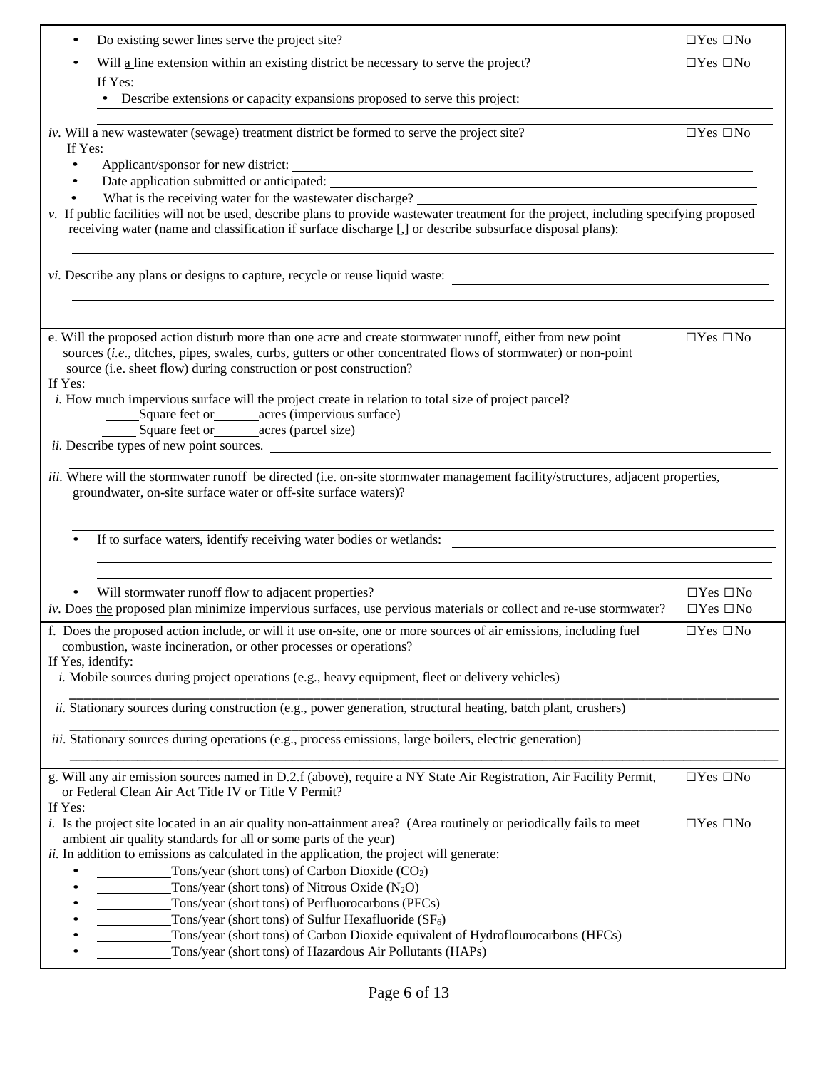- Do existing sewer lines serve the project site? ☐Yes ☐No
- Will a line extension within an existing district be necessary to serve the project? ☐Yes ☐No

  If Yes:

  - Describe extensions or capacity expansions proposed to serve this project: ________________

*iv.* Will a new wastewater (sewage) treatment district be formed to serve the project site? ☐Yes ☐No

If Yes:

- Applicant/sponsor for new district: ________________
- Date application submitted or anticipated: ________________
- What is the receiving water for the wastewater discharge? ________________

*v.* If public facilities will not be used, describe plans to provide wastewater treatment for the project, including specifying proposed receiving water (name and classification if surface discharge [,] or describe subsurface disposal plans):

________________

*vi.* Describe any plans or designs to capture, recycle or reuse liquid waste: ________________

________________

e. Will the proposed action disturb more than one acre and create stormwater runoff, either from new point sources (*i.e*., ditches, pipes, swales, curbs, gutters or other concentrated flows of stormwater) or non-point source (i.e. sheet flow) during construction or post construction? ☐Yes ☐No

If Yes:

*i.* How much impervious surface will the project create in relation to total size of project parcel?

_____ Square feet or _______ acres (impervious surface)

_____ Square feet or _______ acres (parcel size)

*ii.* Describe types of new point sources. ________________

*iii.* Where will the stormwater runoff be directed (i.e. on-site stormwater management facility/structures, adjacent properties, groundwater, on-site surface water or off-site surface waters)?

________________

- If to surface waters, identify receiving water bodies or wetlands: ________________

  ________________

- Will stormwater runoff flow to adjacent properties? ☐Yes ☐No

*iv.* Does the proposed plan minimize impervious surfaces, use pervious materials or collect and re-use stormwater? ☐Yes ☐No

f. Does the proposed action include, or will it use on-site, one or more sources of air emissions, including fuel combustion, waste incineration, or other processes or operations? ☐Yes ☐No

If Yes, identify:

*i.* Mobile sources during project operations (e.g., heavy equipment, fleet or delivery vehicles)

________________

*ii.* Stationary sources during construction (e.g., power generation, structural heating, batch plant, crushers)

________________

*iii.* Stationary sources during operations (e.g., process emissions, large boilers, electric generation)

________________

g. Will any air emission sources named in D.2.f (above), require a NY State Air Registration, Air Facility Permit, or Federal Clean Air Act Title IV or Title V Permit? ☐Yes ☐No

If Yes:

*i.* Is the project site located in an air quality non-attainment area? (Area routinely or periodically fails to meet ambient air quality standards for all or some parts of the year) ☐Yes ☐No

*ii.* In addition to emissions as calculated in the application, the project will generate:

- ___________ Tons/year (short tons) of Carbon Dioxide ($CO_2$)
- ___________ Tons/year (short tons) of Nitrous Oxide ($N_2O$)
- ___________ Tons/year (short tons) of Perfluorocarbons (PFCs)
- ___________ Tons/year (short tons) of Sulfur Hexafluoride ($SF_6$)
- ___________ Tons/year (short tons) of Carbon Dioxide equivalent of Hydroflourocarbons (HFCs)
- ___________ Tons/year (short tons) of Hazardous Air Pollutants (HAPs)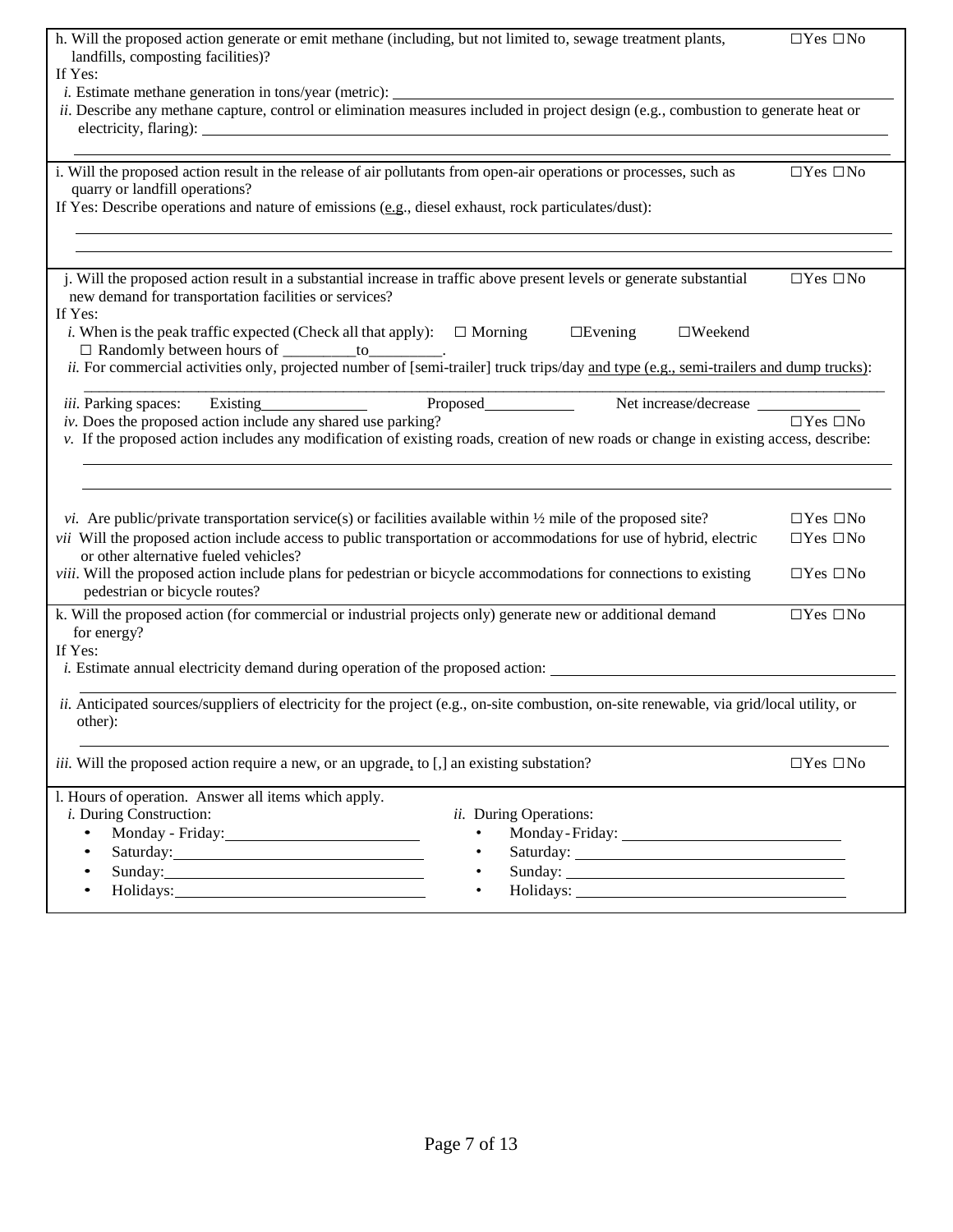h. Will the proposed action generate or emit methane (including, but not limited to, sewage treatment plants, landfills, composting facilities)? ☐Yes ☐No

If Yes:

*i.* Estimate methane generation in tons/year (metric): ______________________________

*ii.* Describe any methane capture, control or elimination measures included in project design (e.g., combustion to generate heat or electricity, flaring): ______________________________

______________________________

i. Will the proposed action result in the release of air pollutants from open-air operations or processes, such as quarry or landfill operations? ☐Yes ☐No

If Yes: Describe operations and nature of emissions (e.g., diesel exhaust, rock particulates/dust):

______________________________

______________________________

j. Will the proposed action result in a substantial increase in traffic above present levels or generate substantial new demand for transportation facilities or services? ☐Yes ☐No

If Yes:

*i.* When is the peak traffic expected (Check all that apply): ☐ Morning ☐Evening ☐Weekend
☐ Randomly between hours of _________to_________.

*ii.* For commercial activities only, projected number of [semi-trailer] truck trips/day and type (e.g., semi-trailers and dump trucks):

______________________________

*iii.* Parking spaces: Existing____________ Proposed___________ Net increase/decrease ____________

*iv.* Does the proposed action include any shared use parking? ☐Yes ☐No

*v.* If the proposed action includes any modification of existing roads, creation of new roads or change in existing access, describe:

______________________________

______________________________

*vi.* Are public/private transportation service(s) or facilities available within ½ mile of the proposed site? ☐Yes ☐No

*vii* Will the proposed action include access to public transportation or accommodations for use of hybrid, electric or other alternative fueled vehicles? ☐Yes ☐No

*viii.* Will the proposed action include plans for pedestrian or bicycle accommodations for connections to existing pedestrian or bicycle routes? ☐Yes ☐No

k. Will the proposed action (for commercial or industrial projects only) generate new or additional demand for energy? ☐Yes ☐No

If Yes:

*i.* Estimate annual electricity demand during operation of the proposed action: ______________________________

______________________________

*ii.* Anticipated sources/suppliers of electricity for the project (e.g., on-site combustion, on-site renewable, via grid/local utility, or other):

______________________________

*iii.* Will the proposed action require a new, or an upgrade, to [,] an existing substation? ☐Yes ☐No

l. Hours of operation. Answer all items which apply.

*i.* During Construction:

- Monday - Friday:______________________
- Saturday:______________________
- Sunday:______________________
- Holidays:______________________

*ii.* During Operations:

- Monday - Friday: ______________________
- Saturday: ______________________
- Sunday: ______________________
- Holidays: ______________________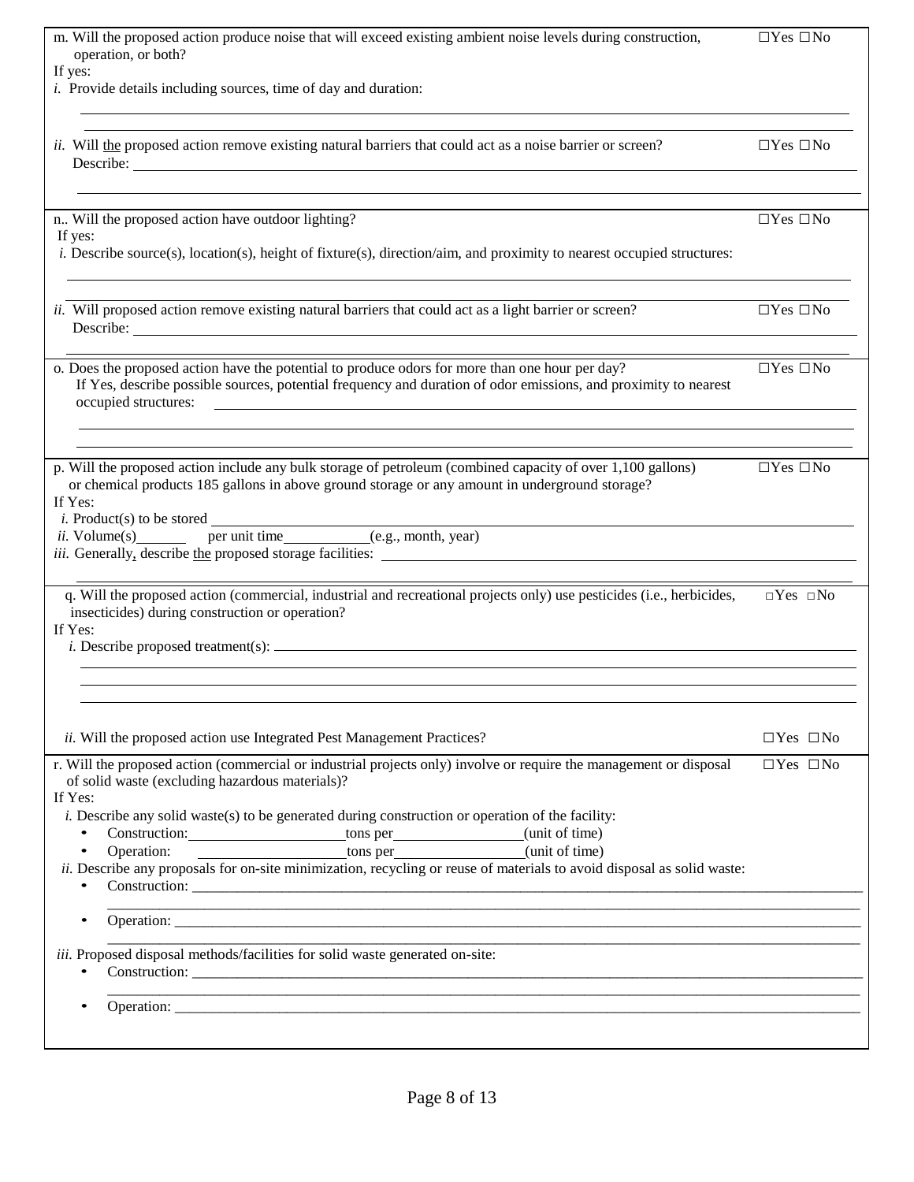m. Will the proposed action produce noise that will exceed existing ambient noise levels during construction, operation, or both? ☐Yes ☐No

If yes:

*i.* Provide details including sources, time of day and duration:

______________________________________________________________________

______________________________________________________________________

*ii.* Will the proposed action remove existing natural barriers that could act as a noise barrier or screen? ☐Yes ☐No

Describe: ______________________________________________________________

______________________________________________________________________

n.. Will the proposed action have outdoor lighting? ☐Yes ☐No

If yes:

*i.* Describe source(s), location(s), height of fixture(s), direction/aim, and proximity to nearest occupied structures:

______________________________________________________________________

______________________________________________________________________

*ii.* Will proposed action remove existing natural barriers that could act as a light barrier or screen? ☐Yes ☐No

Describe: ______________________________________________________________

______________________________________________________________________

o. Does the proposed action have the potential to produce odors for more than one hour per day? ☐Yes ☐No

If Yes, describe possible sources, potential frequency and duration of odor emissions, and proximity to nearest occupied structures: ______________________________________________

______________________________________________________________________

______________________________________________________________________

p. Will the proposed action include any bulk storage of petroleum (combined capacity of over 1,100 gallons) or chemical products 185 gallons in above ground storage or any amount in underground storage? ☐Yes ☐No

If Yes:

*i.* Product(s) to be stored ______________________________________________

*ii.* Volume(s)_______ per unit time___________(e.g., month, year)

*iii.* Generally, describe the proposed storage facilities: ____________________________

______________________________________________________________________

q. Will the proposed action (commercial, industrial and recreational projects only) use pesticides (i.e., herbicides, insecticides) during construction or operation? ☐Yes ☐No

If Yes:

*i.* Describe proposed treatment(s): ________________________________________

______________________________________________________________________

______________________________________________________________________

______________________________________________________________________

*ii.* Will the proposed action use Integrated Pest Management Practices? ☐Yes ☐No

r. Will the proposed action (commercial or industrial projects only) involve or require the management or disposal of solid waste (excluding hazardous materials)? ☐Yes ☐No

If Yes:

*i.* Describe any solid waste(s) to be generated during construction or operation of the facility:

- Construction: ____________________ tons per ________________ (unit of time)
- Operation: ____________________ tons per ________________ (unit of time)

*ii.* Describe any proposals for on-site minimization, recycling or reuse of materials to avoid disposal as solid waste:

- Construction: ______________________________________________________________

  ______________________________________________________________________
- Operation: ______________________________________________________________

  ______________________________________________________________________

*iii.* Proposed disposal methods/facilities for solid waste generated on-site:

- Construction: ______________________________________________________________

  ______________________________________________________________________
- Operation: ______________________________________________________________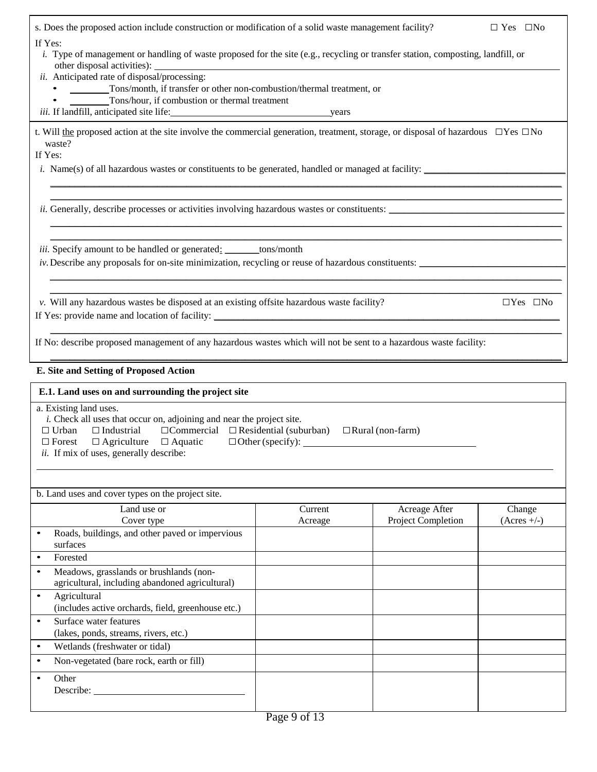s. Does the proposed action include construction or modification of a solid waste management facility? ☐ Yes ☐No

If Yes:

*i.* Type of management or handling of waste proposed for the site (e.g., recycling or transfer station, composting, landfill, or other disposal activities): ______________________________

*ii.* Anticipated rate of disposal/processing:

- ________Tons/month, if transfer or other non-combustion/thermal treatment, or
- ________Tons/hour, if combustion or thermal treatment

*iii.* If landfill, anticipated site life:________________________years

t. Will the proposed action at the site involve the commercial generation, treatment, storage, or disposal of hazardous waste? ☐Yes ☐No

If Yes:

*i.* Name(s) of all hazardous wastes or constituents to be generated, handled or managed at facility: ______________________________

*ii.* Generally, describe processes or activities involving hazardous wastes or constituents: ______________________________

*iii.* Specify amount to be handled or generated: _______tons/month

*iv.* Describe any proposals for on-site minimization, recycling or reuse of hazardous constituents: ______________________________

*v.* Will any hazardous wastes be disposed at an existing offsite hazardous waste facility? ☐Yes ☐No

If Yes: provide name and location of facility: ______________________________

If No: describe proposed management of any hazardous wastes which will not be sent to a hazardous waste facility:

______________________________

**E. Site and Setting of Proposed Action**

**E.1. Land uses on and surrounding the project site**

a. Existing land uses.

*i.* Check all uses that occur on, adjoining and near the project site.

☐ Urban ☐ Industrial ☐Commercial ☐ Residential (suburban) ☐Rural (non-farm)
☐ Forest ☐ Agriculture ☐ Aquatic ☐Other (specify): ______________________________

*ii.* If mix of uses, generally describe:

______________________________

b. Land uses and cover types on the project site.

| Land use or Cover type | Current Acreage | Acreage After Project Completion | Change (Acres +/-) |
|---|---|---|---|
| • Roads, buildings, and other paved or impervious surfaces | | | |
| • Forested | | | |
| • Meadows, grasslands or brushlands (non-agricultural, including abandoned agricultural) | | | |
| • Agricultural (includes active orchards, field, greenhouse etc.) | | | |
| • Surface water features (lakes, ponds, streams, rivers, etc.) | | | |
| • Wetlands (freshwater or tidal) | | | |
| • Non-vegetated (bare rock, earth or fill) | | | |
| • Other Describe: ______________ | | | |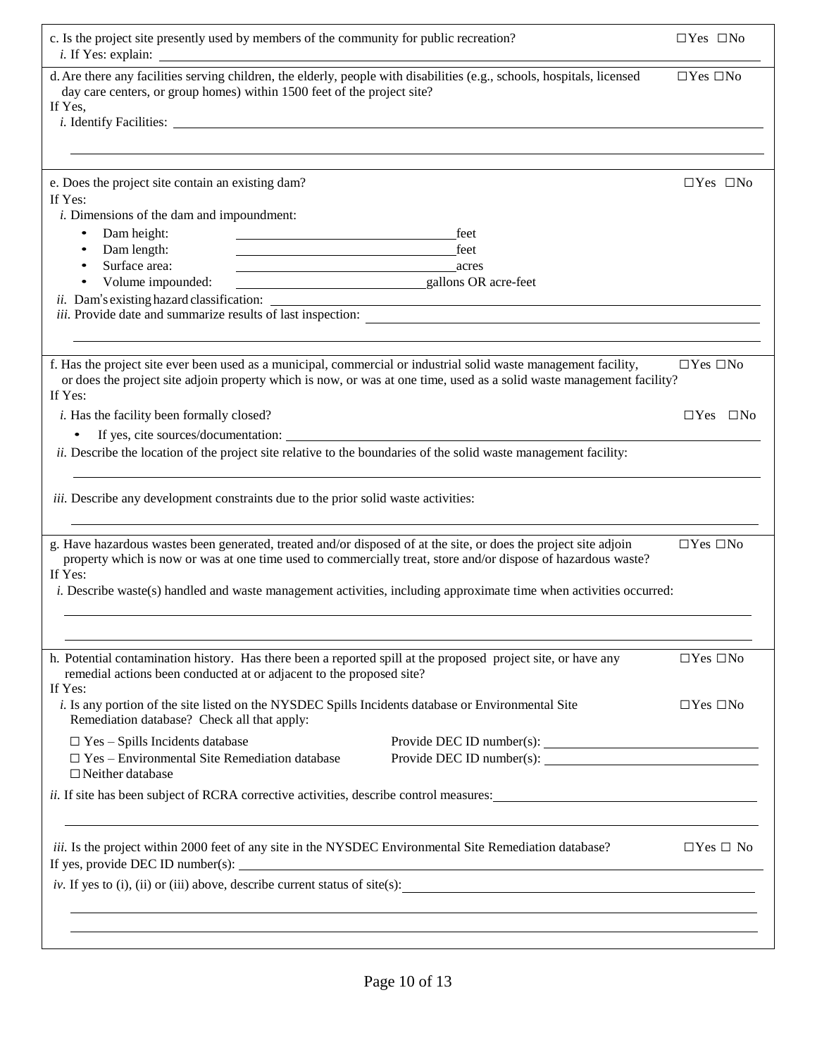c. Is the project site presently used by members of the community for public recreation? ☐Yes ☐No

*i.* If Yes: explain: ____________________

d. Are there any facilities serving children, the elderly, people with disabilities (e.g., schools, hospitals, licensed day care centers, or group homes) within 1500 feet of the project site? ☐Yes ☐No

If Yes,

*i.* Identify Facilities: ____________________

____________________

e. Does the project site contain an existing dam? ☐Yes ☐No

If Yes:

*i.* Dimensions of the dam and impoundment:

- Dam height: ____________________ feet
- Dam length: ____________________ feet
- Surface area: ____________________ acres
- Volume impounded: ____________________ gallons OR acre-feet

*ii.* Dam's existing hazard classification: ____________________

*iii.* Provide date and summarize results of last inspection: ____________________

____________________

f. Has the project site ever been used as a municipal, commercial or industrial solid waste management facility, or does the project site adjoin property which is now, or was at one time, used as a solid waste management facility? ☐Yes ☐No

If Yes:

*i.* Has the facility been formally closed? ☐Yes ☐No

- If yes, cite sources/documentation: ____________________

*ii.* Describe the location of the project site relative to the boundaries of the solid waste management facility:

____________________

*iii.* Describe any development constraints due to the prior solid waste activities:

____________________

g. Have hazardous wastes been generated, treated and/or disposed of at the site, or does the project site adjoin property which is now or was at one time used to commercially treat, store and/or dispose of hazardous waste? ☐Yes ☐No

If Yes:

*i.* Describe waste(s) handled and waste management activities, including approximate time when activities occurred:

____________________

____________________

h. Potential contamination history. Has there been a reported spill at the proposed project site, or have any remedial actions been conducted at or adjacent to the proposed site? ☐Yes ☐No

If Yes:

*i.* Is any portion of the site listed on the NYSDEC Spills Incidents database or Environmental Site Remediation database? Check all that apply: ☐Yes ☐No

☐ Yes – Spills Incidents database Provide DEC ID number(s): ____________________

☐ Yes – Environmental Site Remediation database Provide DEC ID number(s): ____________________

☐ Neither database

*ii.* If site has been subject of RCRA corrective activities, describe control measures: ____________________

____________________

*iii.* Is the project within 2000 feet of any site in the NYSDEC Environmental Site Remediation database? ☐Yes ☐ No

If yes, provide DEC ID number(s): ____________________

*iv.* If yes to (i), (ii) or (iii) above, describe current status of site(s): ____________________

____________________

____________________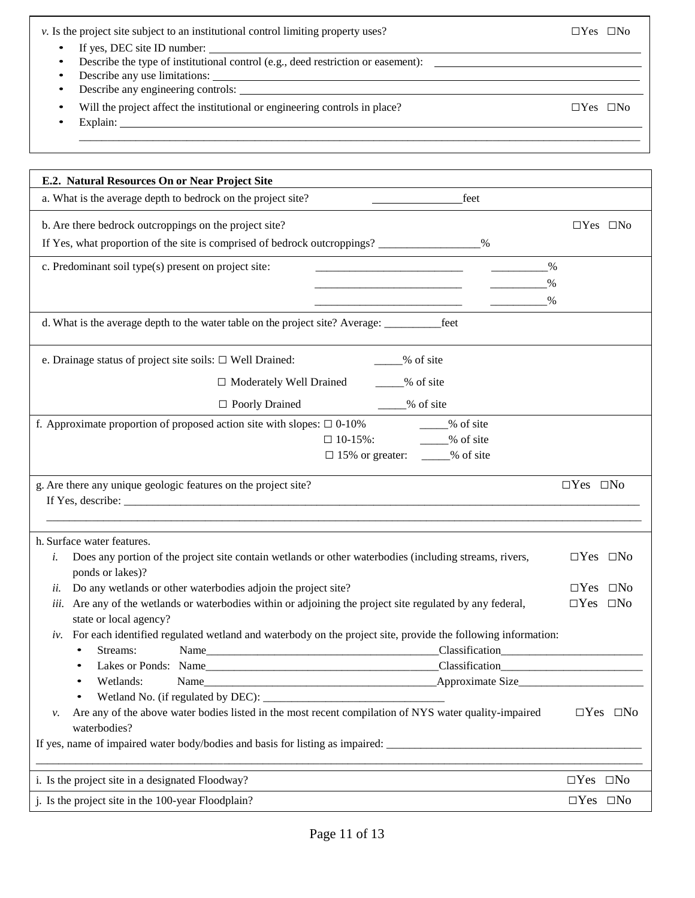*v.* Is the project site subject to an institutional control limiting property uses? ☐Yes ☐No

- If yes, DEC site ID number: ____________________
- Describe the type of institutional control (e.g., deed restriction or easement): ____________________
- Describe any use limitations: ____________________
- Describe any engineering controls: ____________________
- Will the project affect the institutional or engineering controls in place? ☐Yes ☐No
- Explain: ____________________

____________________

**E.2. Natural Resources On or Near Project Site**

a. What is the average depth to bedrock on the project site? ________________feet

b. Are there bedrock outcroppings on the project site? ☐Yes ☐No

If Yes, what proportion of the site is comprised of bedrock outcroppings? __________________%

c. Predominant soil type(s) present on project site: ____________________ __________%

____________________ __________%

____________________ __________%

d. What is the average depth to the water table on the project site? Average: __________feet

e. Drainage status of project site soils: ☐ Well Drained: _____% of site

☐ Moderately Well Drained _____% of site

☐ Poorly Drained _____% of site

f. Approximate proportion of proposed action site with slopes: ☐ 0-10% _____% of site

☐ 10-15%: _____% of site

☐ 15% or greater: _____% of site

g. Are there any unique geologic features on the project site? ☐Yes ☐No

If Yes, describe: ____________________

____________________

h. Surface water features.

*i.* Does any portion of the project site contain wetlands or other waterbodies (including streams, rivers, ponds or lakes)? ☐Yes ☐No

*ii.* Do any wetlands or other waterbodies adjoin the project site? ☐Yes ☐No

*iii.* Are any of the wetlands or waterbodies within or adjoining the project site regulated by any federal, state or local agency? ☐Yes ☐No

*iv.* For each identified regulated wetland and waterbody on the project site, provide the following information:

- Streams: Name____________________Classification____________________
- Lakes or Ponds: Name____________________Classification____________________
- Wetlands: Name____________________Approximate Size____________________
- Wetland No. (if regulated by DEC): ____________________

*v.* Are any of the above water bodies listed in the most recent compilation of NYS water quality-impaired waterbodies? ☐Yes ☐No

If yes, name of impaired water body/bodies and basis for listing as impaired: ____________________

____________________

i. Is the project site in a designated Floodway? ☐Yes ☐No

j. Is the project site in the 100-year Floodplain? ☐Yes ☐No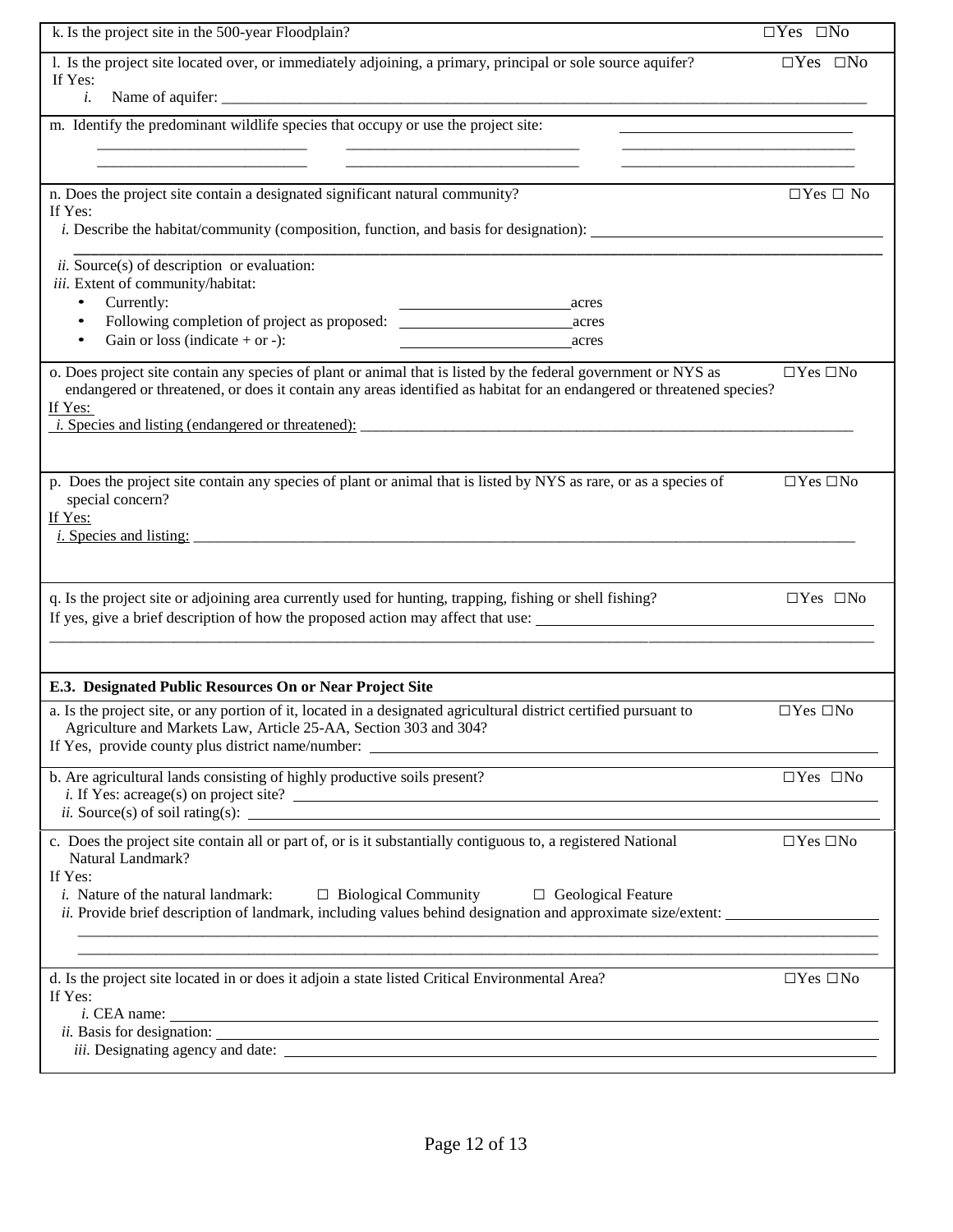k. Is the project site in the 500-year Floodplain? ☐Yes ☐No

l. Is the project site located over, or immediately adjoining, a primary, principal or sole source aquifer? ☐Yes ☐No

If Yes:

*i.* Name of aquifer: \_\_\_\_\_\_\_\_\_\_\_\_\_\_\_\_\_\_\_\_\_\_\_\_\_\_\_\_\_\_\_\_\_\_\_\_\_\_\_\_\_\_\_\_\_\_\_\_\_\_\_\_\_\_\_\_\_\_\_\_\_\_\_\_\_\_\_\_\_\_\_\_\_\_\_\_

m. Identify the predominant wildlife species that occupy or use the project site: \_\_\_\_\_\_\_\_\_\_\_\_\_\_\_\_\_\_\_\_\_\_\_\_\_\_

\_\_\_\_\_\_\_\_\_\_\_\_\_\_\_\_\_\_\_\_\_\_\_\_ \_\_\_\_\_\_\_\_\_\_\_\_\_\_\_\_\_\_\_\_\_\_\_\_\_\_ \_\_\_\_\_\_\_\_\_\_\_\_\_\_\_\_\_\_\_\_\_\_\_\_\_\_

\_\_\_\_\_\_\_\_\_\_\_\_\_\_\_\_\_\_\_\_\_\_\_\_ \_\_\_\_\_\_\_\_\_\_\_\_\_\_\_\_\_\_\_\_\_\_\_\_\_\_ \_\_\_\_\_\_\_\_\_\_\_\_\_\_\_\_\_\_\_\_\_\_\_\_\_\_

n. Does the project site contain a designated significant natural community? ☐Yes ☐ No

If Yes:

*i.* Describe the habitat/community (composition, function, and basis for designation): \_\_\_\_\_\_\_\_\_\_\_\_\_\_\_\_\_\_\_\_\_\_\_\_\_\_\_\_\_\_\_\_\_\_

\_\_\_\_\_\_\_\_\_\_\_\_\_\_\_\_\_\_\_\_\_\_\_\_\_\_\_\_\_\_\_\_\_\_\_\_\_\_\_\_\_\_\_\_\_\_\_\_\_\_\_\_\_\_\_\_\_\_\_\_\_\_\_\_\_\_\_\_\_\_\_\_\_\_\_\_\_\_\_\_\_\_\_\_\_\_\_\_\_\_\_\_\_\_\_\_\_\_\_\_\_\_

*ii.* Source(s) of description or evaluation:

*iii.* Extent of community/habitat:

- Currently: \_\_\_\_\_\_\_\_\_\_\_\_\_\_\_\_\_\_\_\_ acres
- Following completion of project as proposed: \_\_\_\_\_\_\_\_\_\_\_\_\_\_\_\_\_\_\_\_ acres
- Gain or loss (indicate + or -): \_\_\_\_\_\_\_\_\_\_\_\_\_\_\_\_\_\_\_\_ acres

o. Does project site contain any species of plant or animal that is listed by the federal government or NYS as endangered or threatened, or does it contain any areas identified as habitat for an endangered or threatened species? ☐Yes ☐No

If Yes:

*i.* Species and listing (endangered or threatened): \_\_\_\_\_\_\_\_\_\_\_\_\_\_\_\_\_\_\_\_\_\_\_\_\_\_\_\_\_\_\_\_\_\_\_\_\_\_\_\_\_\_\_\_\_\_\_\_\_\_\_\_\_\_\_\_\_\_\_\_\_\_\_\_

p. Does the project site contain any species of plant or animal that is listed by NYS as rare, or as a species of special concern? ☐Yes ☐No

If Yes:

*i.* Species and listing: \_\_\_\_\_\_\_\_\_\_\_\_\_\_\_\_\_\_\_\_\_\_\_\_\_\_\_\_\_\_\_\_\_\_\_\_\_\_\_\_\_\_\_\_\_\_\_\_\_\_\_\_\_\_\_\_\_\_\_\_\_\_\_\_\_\_\_\_\_\_\_\_\_\_\_\_\_\_\_\_\_\_\_\_\_\_

q. Is the project site or adjoining area currently used for hunting, trapping, fishing or shell fishing? ☐Yes ☐No

If yes, give a brief description of how the proposed action may affect that use: \_\_\_\_\_\_\_\_\_\_\_\_\_\_\_\_\_\_\_\_\_\_\_\_\_\_\_\_\_\_\_\_\_\_\_\_\_\_\_\_\_\_

\_\_\_\_\_\_\_\_\_\_\_\_\_\_\_\_\_\_\_\_\_\_\_\_\_\_\_\_\_\_\_\_\_\_\_\_\_\_\_\_\_\_\_\_\_\_\_\_\_\_\_\_\_\_\_\_\_\_\_\_\_\_\_\_\_\_\_\_\_\_\_\_\_\_\_\_\_\_\_\_\_\_\_\_\_\_\_\_\_\_\_\_\_\_\_\_\_\_\_\_\_\_

## E.3. Designated Public Resources On or Near Project Site

a. Is the project site, or any portion of it, located in a designated agricultural district certified pursuant to Agriculture and Markets Law, Article 25-AA, Section 303 and 304? ☐Yes ☐No

If Yes, provide county plus district name/number: \_\_\_\_\_\_\_\_\_\_\_\_\_\_\_\_\_\_\_\_\_\_\_\_\_\_\_\_\_\_\_\_\_\_\_\_\_\_\_\_\_\_\_\_\_\_\_\_\_\_\_\_\_\_\_\_\_\_

b. Are agricultural lands consisting of highly productive soils present? ☐Yes ☐No

*i.* If Yes: acreage(s) on project site? \_\_\_\_\_\_\_\_\_\_\_\_\_\_\_\_\_\_\_\_\_\_\_\_\_\_\_\_\_\_\_\_\_\_\_\_\_\_\_\_\_\_\_\_\_\_\_\_\_\_\_\_\_\_\_\_\_\_\_\_\_\_\_\_\_\_\_\_\_\_

*ii.* Source(s) of soil rating(s): \_\_\_\_\_\_\_\_\_\_\_\_\_\_\_\_\_\_\_\_\_\_\_\_\_\_\_\_\_\_\_\_\_\_\_\_\_\_\_\_\_\_\_\_\_\_\_\_\_\_\_\_\_\_\_\_\_\_\_\_\_\_\_\_\_\_\_\_\_\_\_\_\_\_

c. Does the project site contain all or part of, or is it substantially contiguous to, a registered National Natural Landmark? ☐Yes ☐No

If Yes:

*i.* Nature of the natural landmark: ☐ Biological Community ☐ Geological Feature

*ii.* Provide brief description of landmark, including values behind designation and approximate size/extent: \_\_\_\_\_\_\_\_\_\_\_\_\_\_\_\_\_\_

\_\_\_\_\_\_\_\_\_\_\_\_\_\_\_\_\_\_\_\_\_\_\_\_\_\_\_\_\_\_\_\_\_\_\_\_\_\_\_\_\_\_\_\_\_\_\_\_\_\_\_\_\_\_\_\_\_\_\_\_\_\_\_\_\_\_\_\_\_\_\_\_\_\_\_\_\_\_\_\_\_\_\_\_\_\_\_\_\_\_\_\_\_\_\_\_\_\_\_\_\_\_

\_\_\_\_\_\_\_\_\_\_\_\_\_\_\_\_\_\_\_\_\_\_\_\_\_\_\_\_\_\_\_\_\_\_\_\_\_\_\_\_\_\_\_\_\_\_\_\_\_\_\_\_\_\_\_\_\_\_\_\_\_\_\_\_\_\_\_\_\_\_\_\_\_\_\_\_\_\_\_\_\_\_\_\_\_\_\_\_\_\_\_\_\_\_\_\_\_\_\_\_\_\_

d. Is the project site located in or does it adjoin a state listed Critical Environmental Area? ☐Yes ☐No

If Yes:

*i.* CEA name: \_\_\_\_\_\_\_\_\_\_\_\_\_\_\_\_\_\_\_\_\_\_\_\_\_\_\_\_\_\_\_\_\_\_\_\_\_\_\_\_\_\_\_\_\_\_\_\_\_\_\_\_\_\_\_\_\_\_\_\_\_\_\_\_\_\_\_\_\_\_\_\_\_\_\_\_\_\_\_\_\_\_\_\_\_\_\_\_

*ii.* Basis for designation: \_\_\_\_\_\_\_\_\_\_\_\_\_\_\_\_\_\_\_\_\_\_\_\_\_\_\_\_\_\_\_\_\_\_\_\_\_\_\_\_\_\_\_\_\_\_\_\_\_\_\_\_\_\_\_\_\_\_\_\_\_\_\_\_\_\_\_\_\_\_\_\_\_\_\_\_\_\_\_

*iii.* Designating agency and date: \_\_\_\_\_\_\_\_\_\_\_\_\_\_\_\_\_\_\_\_\_\_\_\_\_\_\_\_\_\_\_\_\_\_\_\_\_\_\_\_\_\_\_\_\_\_\_\_\_\_\_\_\_\_\_\_\_\_\_\_\_\_\_\_\_\_\_\_\_\_\_\_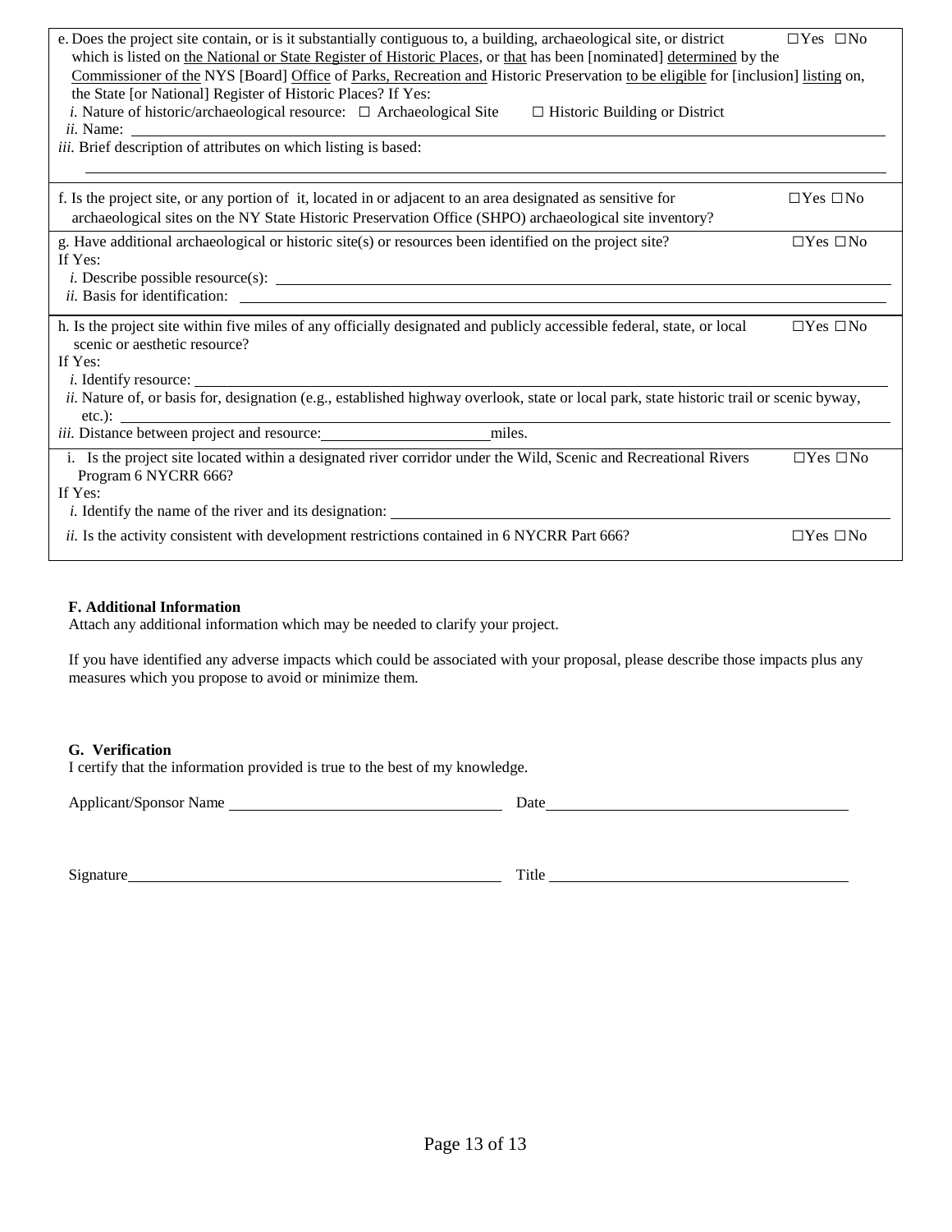e. Does the project site contain, or is it substantially contiguous to, a building, archaeological site, or district which is listed on the National or State Register of Historic Places, or that has been [nominated] determined by the Commissioner of the NYS [Board] Office of Parks, Recreation and Historic Preservation to be eligible for [inclusion] listing on, the State [or National] Register of Historic Places? If Yes: ☐Yes ☐No

*i.* Nature of historic/archaeological resource: ☐ Archaeological Site ☐ Historic Building or District

*ii.* Name: \_\_\_\_\_\_\_\_\_\_\_\_\_\_\_\_\_\_\_\_\_\_\_\_\_\_\_\_\_\_\_\_\_\_\_\_\_\_\_\_\_\_\_\_\_\_\_\_\_\_\_\_\_\_\_\_\_\_\_\_\_\_\_\_\_\_\_\_\_\_\_\_\_\_\_\_\_\_\_\_\_\_\_

*iii.* Brief description of attributes on which listing is based:

\_\_\_\_\_\_\_\_\_\_\_\_\_\_\_\_\_\_\_\_\_\_\_\_\_\_\_\_\_\_\_\_\_\_\_\_\_\_\_\_\_\_\_\_\_\_\_\_\_\_\_\_\_\_\_\_\_\_\_\_\_\_\_\_\_\_\_\_\_\_\_\_\_\_\_\_\_\_\_\_\_\_\_\_\_\_\_\_\_\_\_\_\_\_

f. Is the project site, or any portion of it, located in or adjacent to an area designated as sensitive for archaeological sites on the NY State Historic Preservation Office (SHPO) archaeological site inventory? ☐Yes ☐No

g. Have additional archaeological or historic site(s) or resources been identified on the project site? ☐Yes ☐No

If Yes:

*i.* Describe possible resource(s): \_\_\_\_\_\_\_\_\_\_\_\_\_\_\_\_\_\_\_\_\_\_\_\_\_\_\_\_\_\_\_\_\_\_\_\_\_\_\_\_\_\_\_\_\_\_\_\_\_\_\_\_\_\_\_\_\_\_\_\_\_\_\_\_\_\_

*ii.* Basis for identification: \_\_\_\_\_\_\_\_\_\_\_\_\_\_\_\_\_\_\_\_\_\_\_\_\_\_\_\_\_\_\_\_\_\_\_\_\_\_\_\_\_\_\_\_\_\_\_\_\_\_\_\_\_\_\_\_\_\_\_\_\_\_\_\_\_\_\_\_\_\_\_\_

h. Is the project site within five miles of any officially designated and publicly accessible federal, state, or local scenic or aesthetic resource? ☐Yes ☐No

If Yes:

*i.* Identify resource: \_\_\_\_\_\_\_\_\_\_\_\_\_\_\_\_\_\_\_\_\_\_\_\_\_\_\_\_\_\_\_\_\_\_\_\_\_\_\_\_\_\_\_\_\_\_\_\_\_\_\_\_\_\_\_\_\_\_\_\_\_\_\_\_\_\_\_\_\_\_\_\_\_\_\_\_\_\_\_

*ii.* Nature of, or basis for, designation (e.g., established highway overlook, state or local park, state historic trail or scenic byway, etc.): \_\_\_\_\_\_\_\_\_\_\_\_\_\_\_\_\_\_\_\_\_\_\_\_\_\_\_\_\_\_\_\_\_\_\_\_\_\_\_\_\_\_\_\_\_\_\_\_\_\_\_\_\_\_\_\_\_\_\_\_\_\_\_\_\_\_\_\_\_\_\_\_\_\_\_\_\_\_\_\_\_\_\_\_\_\_\_

*iii.* Distance between project and resource: \_\_\_\_\_\_\_\_\_\_\_\_\_\_\_\_\_\_\_\_\_\_ miles.

i. Is the project site located within a designated river corridor under the Wild, Scenic and Recreational Rivers Program 6 NYCRR 666? ☐Yes ☐No

If Yes:

*i.* Identify the name of the river and its designation: \_\_\_\_\_\_\_\_\_\_\_\_\_\_\_\_\_\_\_\_\_\_\_\_\_\_\_\_\_\_\_\_\_\_\_\_\_\_\_\_\_\_\_\_\_\_\_\_\_\_\_\_\_\_\_\_\_\_\_\_\_

*ii.* Is the activity consistent with development restrictions contained in 6 NYCRR Part 666? ☐Yes ☐No

**F. Additional Information**

Attach any additional information which may be needed to clarify your project.

If you have identified any adverse impacts which could be associated with your proposal, please describe those impacts plus any measures which you propose to avoid or minimize them.

**G. Verification**

I certify that the information provided is true to the best of my knowledge.

Applicant/Sponsor Name \_\_\_\_\_\_\_\_\_\_\_\_\_\_\_\_\_\_\_\_\_\_\_\_\_\_\_\_\_\_\_\_\_\_\_\_ Date \_\_\_\_\_\_\_\_\_\_\_\_\_\_\_\_\_\_\_\_\_\_\_\_\_\_\_\_\_\_\_\_\_\_\_\_\_\_\_\_

Signature \_\_\_\_\_\_\_\_\_\_\_\_\_\_\_\_\_\_\_\_\_\_\_\_\_\_\_\_\_\_\_\_\_\_\_\_\_\_\_\_\_\_\_\_\_\_\_\_\_ Title \_\_\_\_\_\_\_\_\_\_\_\_\_\_\_\_\_\_\_\_\_\_\_\_\_\_\_\_\_\_\_\_\_\_\_\_\_\_\_\_